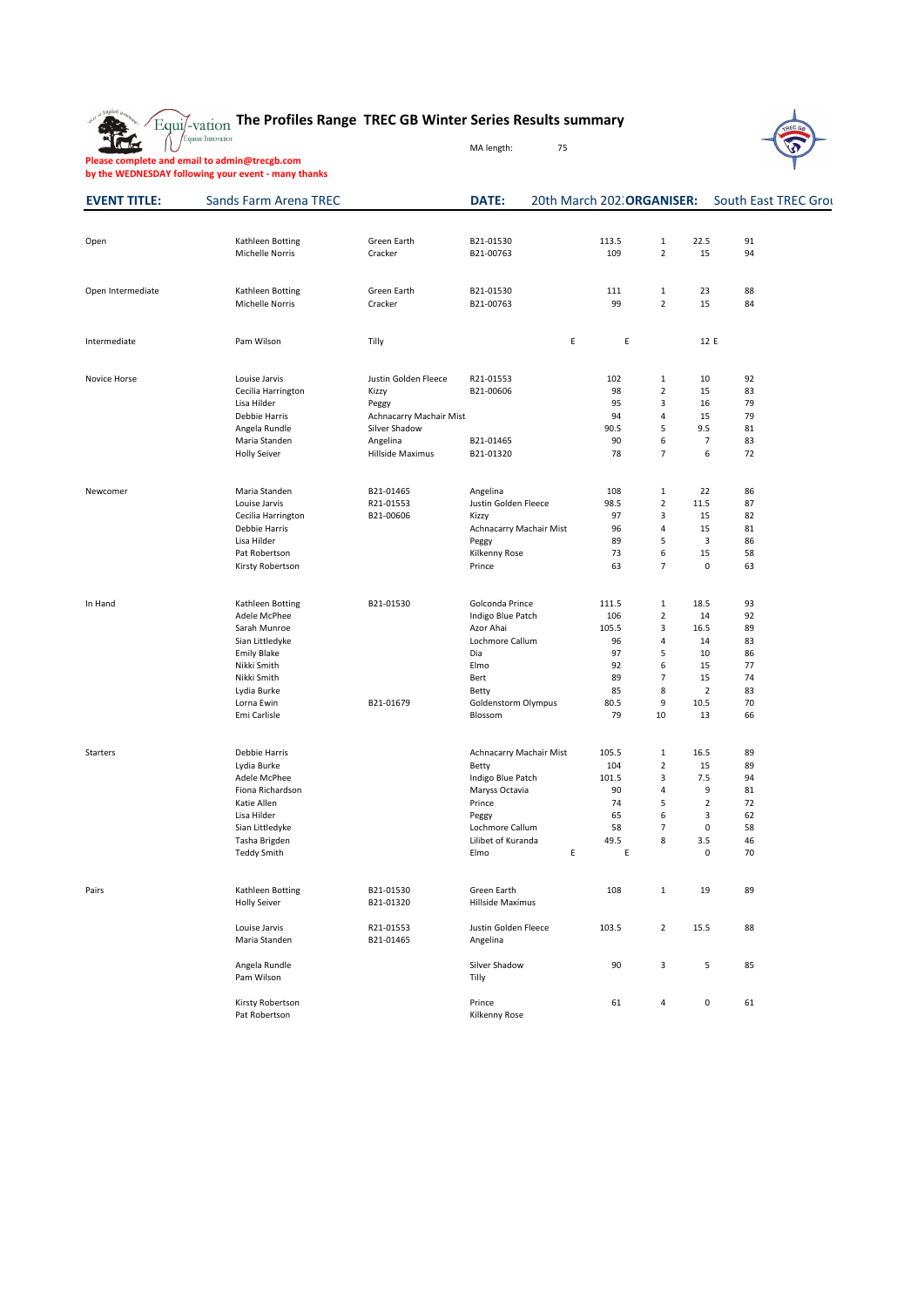# The Profiles Range TREC GB Winter Series Results summary

MA length: 75

**Please complete and email to admin@trecgb.com by the WEDNESDAY following your event - many thanks**

**EVENT TITLE:** Sands Farm Arena TREC **DATE:** 20th March 202 **ORGANISER:** South East TREC Grou

| Class | Rider | Horse / Number | Number / Horse | | Total | Place | | |
|---|---|---|---|---|---|---|---|---|
| Open | Kathleen Botting | Green Earth | B21-01530 | | 113.5 | 1 | 22.5 | 91 |
| | Michelle Norris | Cracker | B21-00763 | | 109 | 2 | 15 | 94 |
| Open Intermediate | Kathleen Botting | Green Earth | B21-01530 | | 111 | 1 | 23 | 88 |
| | Michelle Norris | Cracker | B21-00763 | | 99 | 2 | 15 | 84 |
| Intermediate | Pam Wilson | Tilly | | E | E | | 12 E | |
| Novice Horse | Louise Jarvis | Justin Golden Fleece | R21-01553 | | 102 | 1 | 10 | 92 |
| | Cecilia Harrington | Kizzy | B21-00606 | | 98 | 2 | 15 | 83 |
| | Lisa Hilder | Peggy | | | 95 | 3 | 16 | 79 |
| | Debbie Harris | Achnacarry Machair Mist | | | 94 | 4 | 15 | 79 |
| | Angela Rundle | Silver Shadow | | | 90.5 | 5 | 9.5 | 81 |
| | Maria Standen | Angelina | B21-01465 | | 90 | 6 | 7 | 83 |
| | Holly Seiver | Hillside Maximus | B21-01320 | | 78 | 7 | 6 | 72 |
| Newcomer | Maria Standen | B21-01465 | Angelina | | 108 | 1 | 22 | 86 |
| | Louise Jarvis | R21-01553 | Justin Golden Fleece | | 98.5 | 2 | 11.5 | 87 |
| | Cecilia Harrington | B21-00606 | Kizzy | | 97 | 3 | 15 | 82 |
| | Debbie Harris | | Achnacarry Machair Mist | | 96 | 4 | 15 | 81 |
| | Lisa Hilder | | Peggy | | 89 | 5 | 3 | 86 |
| | Pat Robertson | | Kilkenny Rose | | 73 | 6 | 15 | 58 |
| | Kirsty Robertson | | Prince | | 63 | 7 | 0 | 63 |
| In Hand | Kathleen Botting | B21-01530 | Golconda Prince | | 111.5 | 1 | 18.5 | 93 |
| | Adele McPhee | | Indigo Blue Patch | | 106 | 2 | 14 | 92 |
| | Sarah Munroe | | Azor Ahai | | 105.5 | 3 | 16.5 | 89 |
| | Sian Littledyke | | Lochmore Callum | | 96 | 4 | 14 | 83 |
| | Emily Blake | | Dia | | 97 | 5 | 10 | 86 |
| | Nikki Smith | | Elmo | | 92 | 6 | 15 | 77 |
| | Nikki Smith | | Bert | | 89 | 7 | 15 | 74 |
| | Lydia Burke | | Betty | | 85 | 8 | 2 | 83 |
| | Lorna Ewin | B21-01679 | Goldenstorm Olympus | | 80.5 | 9 | 10.5 | 70 |
| | Emi Carlisle | | Blossom | | 79 | 10 | 13 | 66 |
| Starters | Debbie Harris | | Achnacarry Machair Mist | | 105.5 | 1 | 16.5 | 89 |
| | Lydia Burke | | Betty | | 104 | 2 | 15 | 89 |
| | Adele McPhee | | Indigo Blue Patch | | 101.5 | 3 | 7.5 | 94 |
| | Fiona Richardson | | Maryss Octavia | | 90 | 4 | 9 | 81 |
| | Katie Allen | | Prince | | 74 | 5 | 2 | 72 |
| | Lisa Hilder | | Peggy | | 65 | 6 | 3 | 62 |
| | Sian Littledyke | | Lochmore Callum | | 58 | 7 | 0 | 58 |
| | Tasha Brigden | | Lilibet of Kuranda | | 49.5 | 8 | 3.5 | 46 |
| | Teddy Smith | | Elmo | E | E | | 0 | 70 |
| Pairs | Kathleen Botting | B21-01530 | Green Earth | | 108 | 1 | 19 | 89 |
| | Holly Seiver | B21-01320 | Hillside Maximus | | | | | |
| | Louise Jarvis | R21-01553 | Justin Golden Fleece | | 103.5 | 2 | 15.5 | 88 |
| | Maria Standen | B21-01465 | Angelina | | | | | |
| | Angela Rundle | | Silver Shadow | | 90 | 3 | 5 | 85 |
| | Pam Wilson | | Tilly | | | | | |
| | Kirsty Robertson | | Prince | | 61 | 4 | 0 | 61 |
| | Pat Robertson | | Kilkenny Rose | | | | | |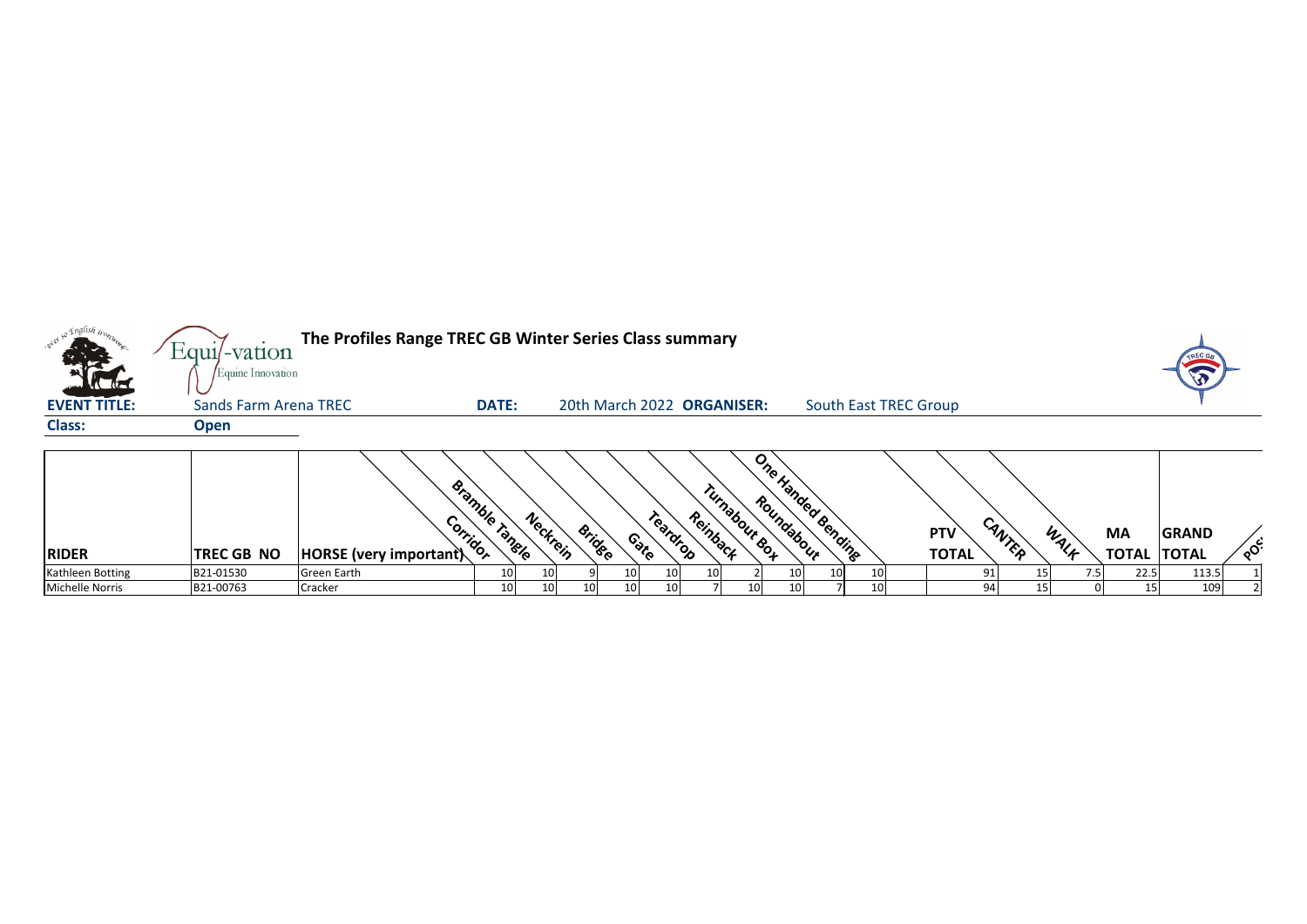# The Profiles Range TREC GB Winter Series Class summary

**EVENT TITLE:** Sands Farm Arena TREC **DATE:** 20th March 2022 **ORGANISER:** South East TREC Group

**Class:** **Open**

| RIDER | TREC GB NO | HORSE (very important) | Corridor | Bramble Tangle | Neckrein | Bridge | Gate | Teardrop | Reinback | Turnabout Box | Roundabout | One Handed Bending | | PTV TOTAL | CANTER | WALK | MA TOTAL | GRAND TOTAL | POS |
|---|---|---|---|---|---|---|---|---|---|---|---|---|---|---|---|---|---|---|---|
| Kathleen Botting | B21-01530 | Green Earth | 10 | 10 | 9 | 10 | 10 | 10 | 2 | 10 | 10 | 10 | | 91 | 15 | 7.5 | 22.5 | 113.5 | 1 |
| Michelle Norris | B21-00763 | Cracker | 10 | 10 | 10 | 10 | 10 | 7 | 10 | 10 | 7 | 10 | | 94 | 15 | 0 | 15 | 109 | 2 |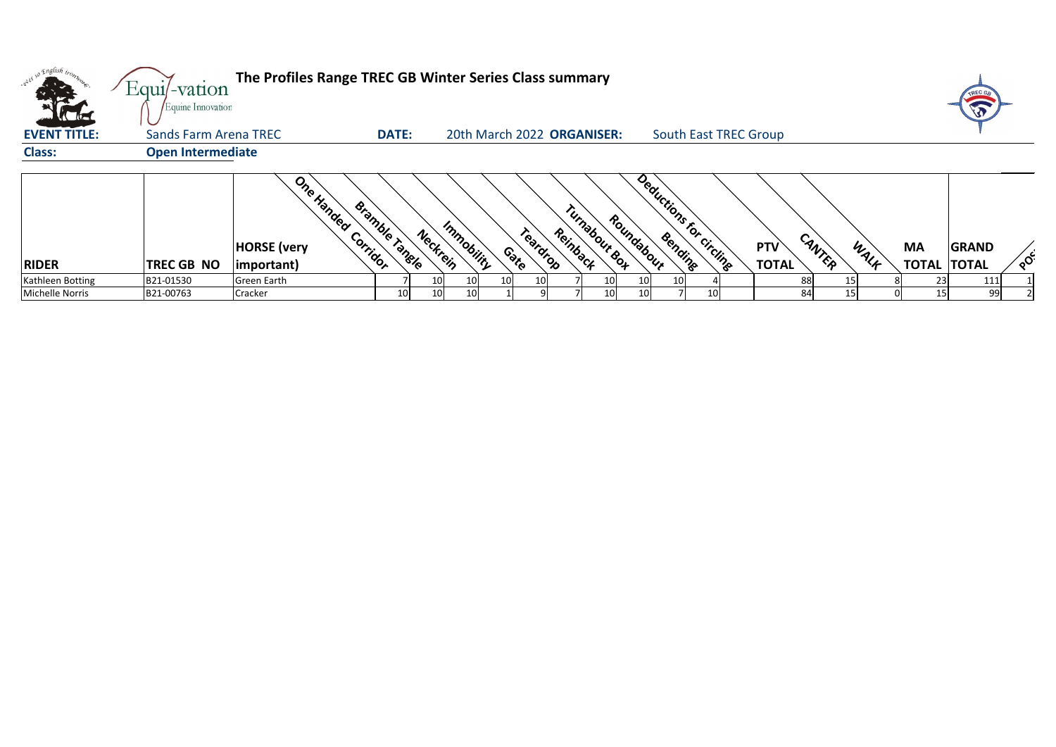# The Profiles Range TREC GB Winter Series Class summary

**EVENT TITLE:** Sands Farm Arena TREC **DATE:** 20th March 2022 **ORGANISER:** South East TREC Group

**Class:** **Open Intermediate**

| RIDER | TREC GB NO | HORSE (very important) | One Handed Corridor | Bramble Tangle | Neckrein | Immobility | Gate | Teardrop | Reinback | Turnabout Box | Roundabout | Bending | Deductions for circling | PTV TOTAL | CANTER | WALK | MA TOTAL | GRAND TOTAL | POS |
|---|---|---|---|---|---|---|---|---|---|---|---|---|---|---|---|---|---|---|---|
| Kathleen Botting | B21-01530 | Green Earth | 7 | 10 | 10 | 10 | 10 | 7 | 10 | 10 | 10 | 4 | | 88 | 15 | 8 | 23 | 111 | 1 |
| Michelle Norris | B21-00763 | Cracker | 10 | 10 | 10 | 1 | 9 | 7 | 10 | 10 | 7 | 10 | | 84 | 15 | 0 | 15 | 99 | 2 |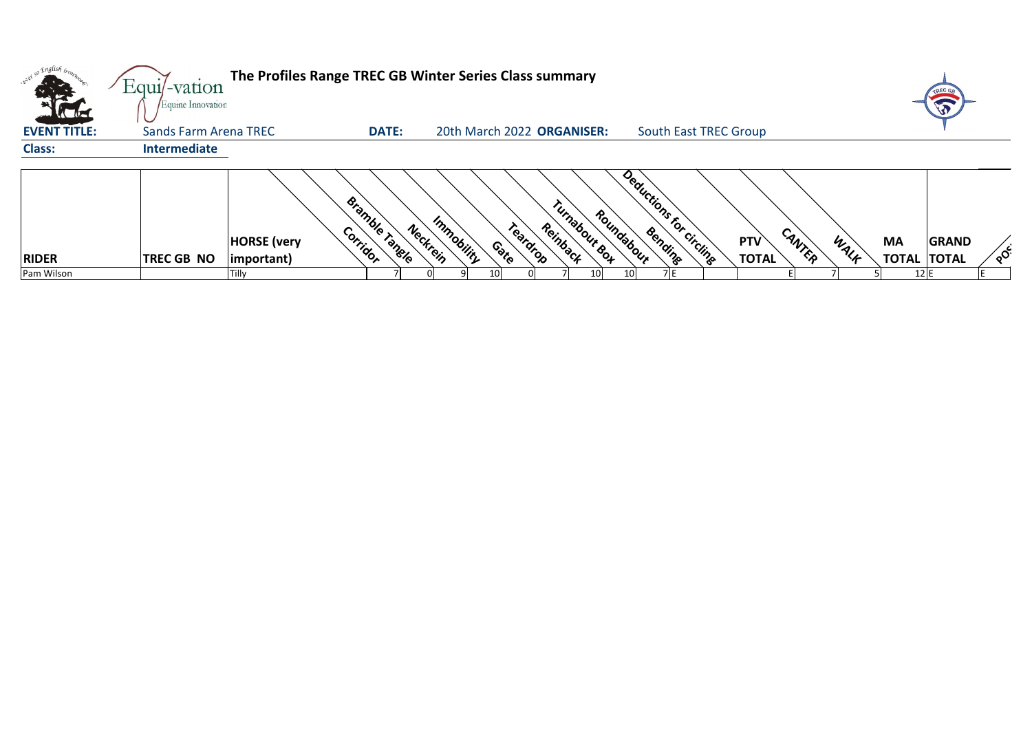# The Profiles Range TREC GB Winter Series Class summary

**EVENT TITLE:** Sands Farm Arena TREC **DATE:** 20th March 2022 **ORGANISER:** South East TREC Group

**Class:** **Intermediate**

| RIDER | TREC GB NO | HORSE (very important) | Corridor | Bramble Tangle | Neckrein | Immobility | Gate | Teardrop | Reinback | Turnabout Box | Roundabout | Bending | Deductions for circling | PTV TOTAL | CANTER | WALK | MA TOTAL | GRAND TOTAL | POS |
|---|---|---|---|---|---|---|---|---|---|---|---|---|---|---|---|---|---|---|---|
| Pam Wilson | | Tilly | 7 | 0 | 9 | 10 | 0 | 7 | 10 | 10 | 7 | E | | E | 7 | 5 | 12 | E | E |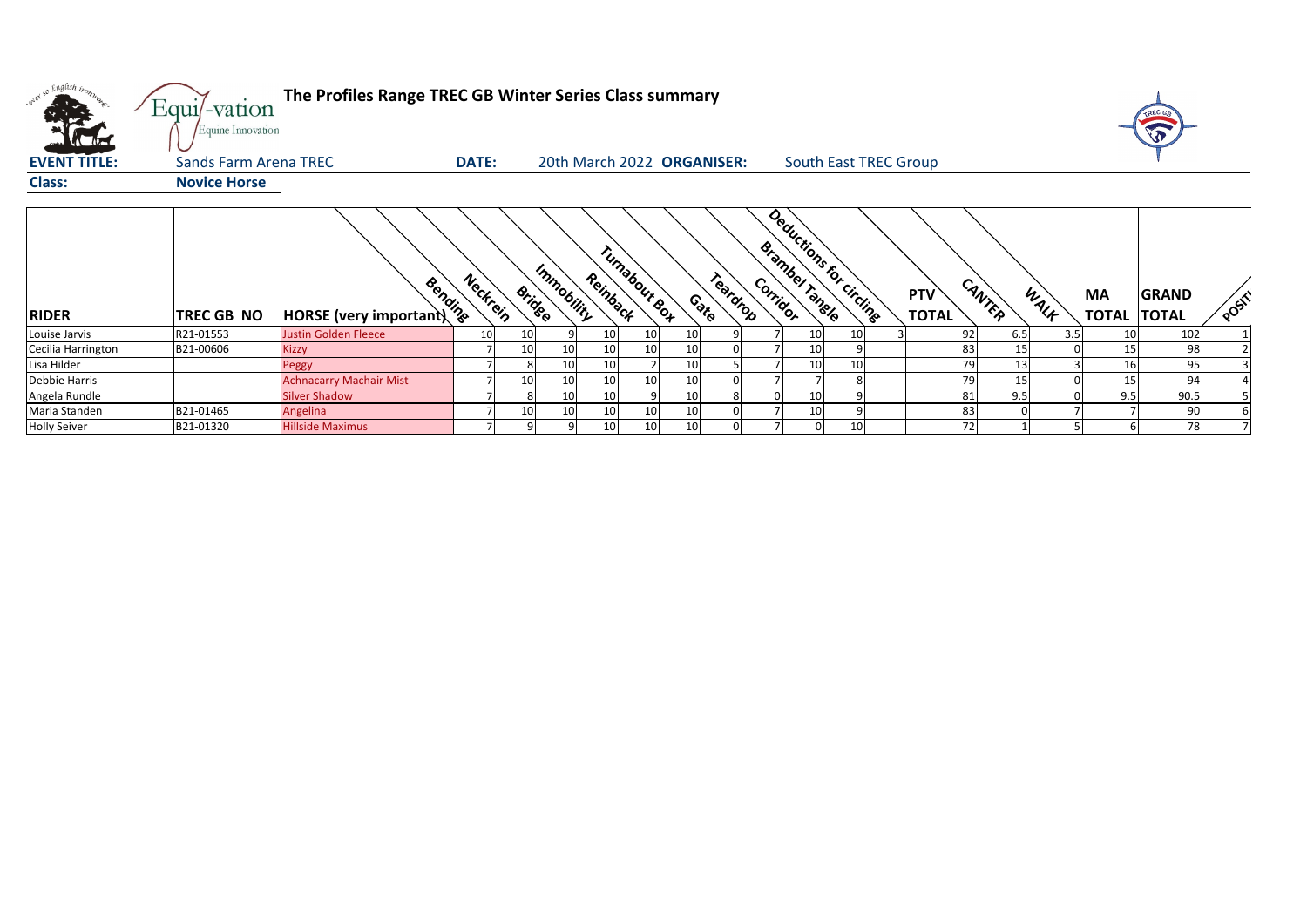**The Profiles Range TREC GB Winter Series Class summary**

Equi-vation Equine Innovation

**EVENT TITLE:** Sands Farm Arena TREC **DATE:** 20th March 2022 **ORGANISER:** South East TREC Group

**Class:** **Novice Horse**

| RIDER | TREC GB NO | HORSE (very important) | Bending | Neckrein | Bridge | Immobility | Reinback | Turnabout Box | Gate | Teardrop | Corridor | Brambel Tangle | Deductions for circling | PTV TOTAL | CANTER | WALK | MA TOTAL | GRAND TOTAL | POSITION |
|---|---|---|---|---|---|---|---|---|---|---|---|---|---|---|---|---|---|---|---|
| Louise Jarvis | R21-01553 | Justin Golden Fleece | 10 | 10 | 9 | 10 | 10 | 10 | 9 | 7 | 10 | 10 | 3 | 92 | 6.5 | 3.5 | 10 | 102 | 1 |
| Cecilia Harrington | B21-00606 | Kizzy | 7 | 10 | 10 | 10 | 10 | 10 | 0 | 7 | 10 | 9 | | 83 | 15 | 0 | 15 | 98 | 2 |
| Lisa Hilder | | Peggy | 7 | 8 | 10 | 10 | 2 | 10 | 5 | 7 | 10 | 10 | | 79 | 13 | 3 | 16 | 95 | 3 |
| Debbie Harris | | Achnacarry Machair Mist | 7 | 10 | 10 | 10 | 10 | 10 | 0 | 7 | 7 | 8 | | 79 | 15 | 0 | 15 | 94 | 4 |
| Angela Rundle | | Silver Shadow | 7 | 8 | 10 | 10 | 9 | 10 | 8 | 0 | 10 | 9 | | 81 | 9.5 | 0 | 9.5 | 90.5 | 5 |
| Maria Standen | B21-01465 | Angelina | 7 | 10 | 10 | 10 | 10 | 10 | 0 | 7 | 10 | 9 | | 83 | 0 | 7 | 7 | 90 | 6 |
| Holly Seiver | B21-01320 | Hillside Maximus | 7 | 9 | 9 | 10 | 10 | 10 | 0 | 7 | 0 | 10 | | 72 | 1 | 5 | 6 | 78 | 7 |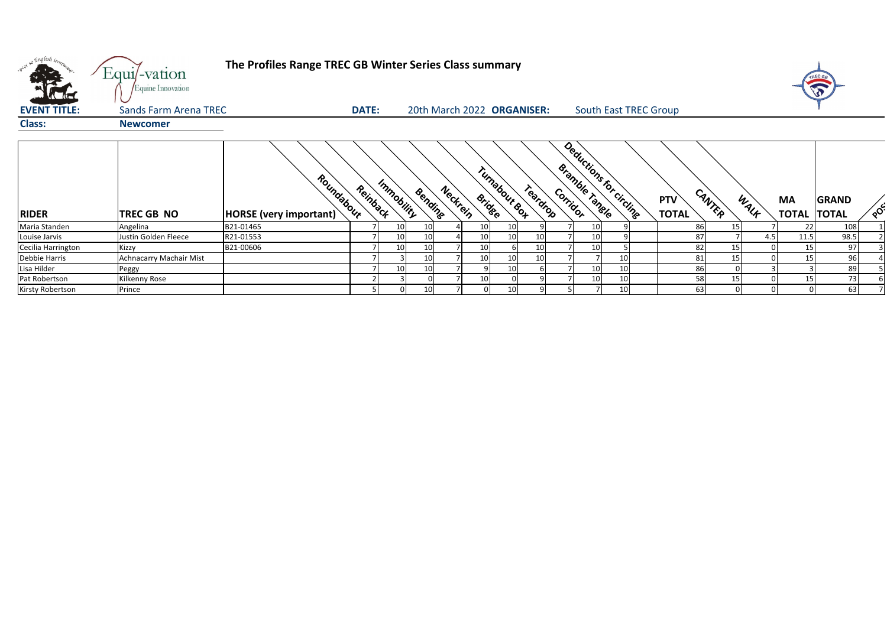## The Profiles Range TREC GB Winter Series Class summary

**EVENT TITLE:** Sands Farm Arena TREC **DATE:** 20th March 2022 **ORGANISER:** South East TREC Group

**Class:** Newcomer

| RIDER | TREC GB NO | HORSE (very important) | Roundabout | Reinback | Immobility | Bending | Neckrein | Bridge | Turnabout Box | Teardrop | Corridor | Bramble Tangle | Deductions for circling | PTV TOTAL | CANTER | WALK | MA TOTAL | GRAND TOTAL | POS |
|---|---|---|---|---|---|---|---|---|---|---|---|---|---|---|---|---|---|---|---|
| Maria Standen | Angelina | B21-01465 | 7 | 10 | 10 | 4 | 10 | 10 | 9 | 7 | 10 | 9 | | 86 | 15 | 7 | 22 | 108 | 1 |
| Louise Jarvis | Justin Golden Fleece | R21-01553 | 7 | 10 | 10 | 4 | 10 | 10 | 10 | 7 | 10 | 9 | | 87 | 7 | 4.5 | 11.5 | 98.5 | 2 |
| Cecilia Harrington | Kizzy | B21-00606 | 7 | 10 | 10 | 7 | 10 | 6 | 10 | 7 | 10 | 5 | | 82 | 15 | 0 | 15 | 97 | 3 |
| Debbie Harris | Achnacarry Machair Mist | | 7 | 3 | 10 | 7 | 10 | 10 | 10 | 7 | 7 | 10 | | 81 | 15 | 0 | 15 | 96 | 4 |
| Lisa Hilder | Peggy | | 7 | 10 | 10 | 7 | 9 | 10 | 6 | 7 | 10 | 10 | | 86 | 0 | 3 | 3 | 89 | 5 |
| Pat Robertson | Kilkenny Rose | | 2 | 3 | 0 | 7 | 10 | 0 | 9 | 7 | 10 | 10 | | 58 | 15 | 0 | 15 | 73 | 6 |
| Kirsty Robertson | Prince | | 5 | 0 | 10 | 7 | 0 | 10 | 9 | 5 | 7 | 10 | | 63 | 0 | 0 | 0 | 63 | 7 |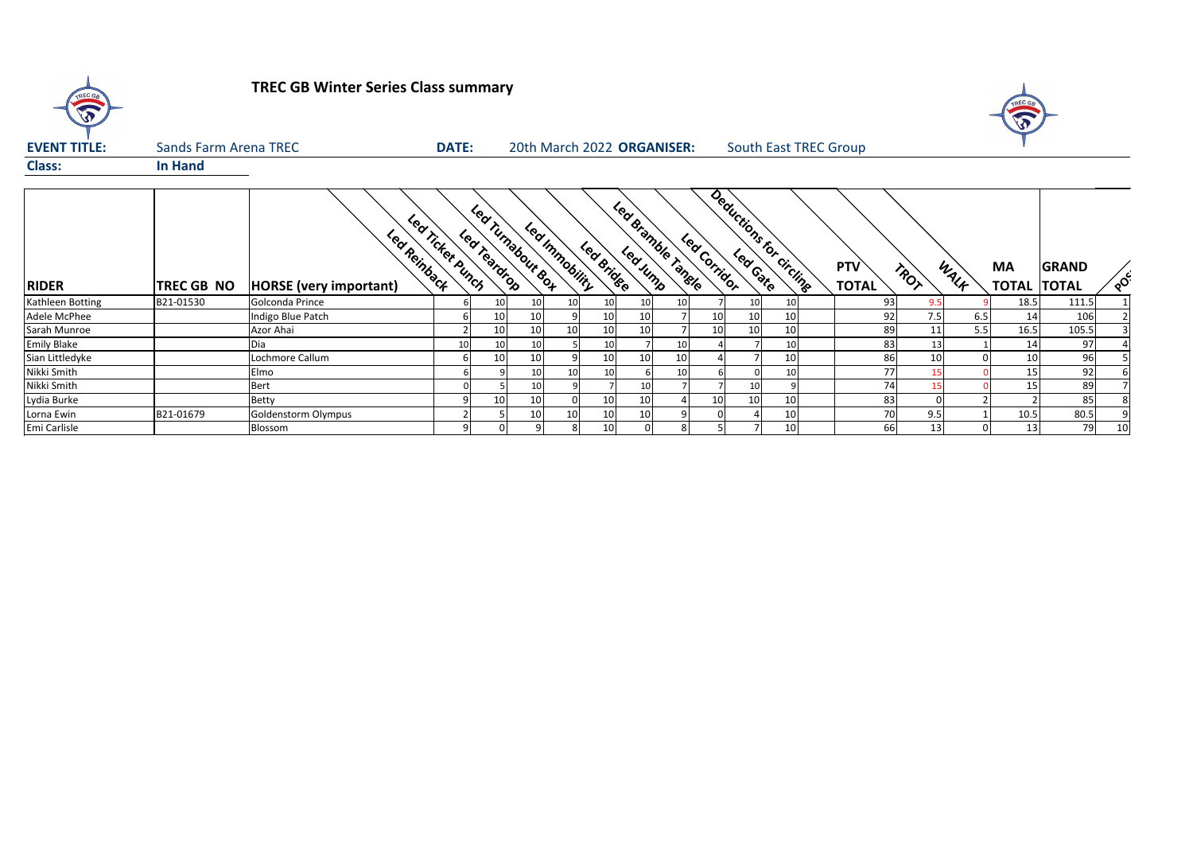**TREC GB Winter Series Class summary**

**EVENT TITLE:** Sands Farm Arena TREC **DATE:** 20th March 2022 **ORGANISER:** South East TREC Group

**Class:** In Hand

| RIDER | TREC GB NO | HORSE (very important) | Led Reinback | Led Ticket Punch | Led Teardrop | Led Turnabout Box | Led Immobility | Led Bridge | Led Jump | Led Bramble Tangle | Led Corridor | Led Gate | Deductions for circling | PTV TOTAL | TROT | WALK | MA TOTAL | GRAND TOTAL | POS |
|---|---|---|---|---|---|---|---|---|---|---|---|---|---|---|---|---|---|---|---|
| Kathleen Botting | B21-01530 | Golconda Prince | 6 | 10 | 10 | 10 | 10 | 10 | 10 | 7 | 10 | 10 | | 93 | 9.5 | 9 | 18.5 | 111.5 | 1 |
| Adele McPhee | | Indigo Blue Patch | 6 | 10 | 10 | 9 | 10 | 10 | 7 | 10 | 10 | 10 | | 92 | 7.5 | 6.5 | 14 | 106 | 2 |
| Sarah Munroe | | Azor Ahai | 2 | 10 | 10 | 10 | 10 | 10 | 7 | 10 | 10 | 10 | | 89 | 11 | 5.5 | 16.5 | 105.5 | 3 |
| Emily Blake | | Dia | 10 | 10 | 10 | 5 | 10 | 7 | 10 | 4 | 7 | 10 | | 83 | 13 | 1 | 14 | 97 | 4 |
| Sian Littledyke | | Lochmore Callum | 6 | 10 | 10 | 9 | 10 | 10 | 10 | 4 | 7 | 10 | | 86 | 10 | 0 | 10 | 96 | 5 |
| Nikki Smith | | Elmo | 6 | 9 | 10 | 10 | 10 | 6 | 10 | 6 | 0 | 10 | | 77 | 15 | 0 | 15 | 92 | 6 |
| Nikki Smith | | Bert | 0 | 5 | 10 | 9 | 7 | 10 | 7 | 7 | 10 | 9 | | 74 | 15 | 0 | 15 | 89 | 7 |
| Lydia Burke | | Betty | 9 | 10 | 10 | 0 | 10 | 10 | 4 | 10 | 10 | 10 | | 83 | 0 | 2 | 2 | 85 | 8 |
| Lorna Ewin | B21-01679 | Goldenstorm Olympus | 2 | 5 | 10 | 10 | 10 | 10 | 9 | 0 | 4 | 10 | | 70 | 9.5 | 1 | 10.5 | 80.5 | 9 |
| Emi Carlisle | | Blossom | 9 | 0 | 9 | 8 | 10 | 0 | 8 | 5 | 7 | 10 | | 66 | 13 | 0 | 13 | 79 | 10 |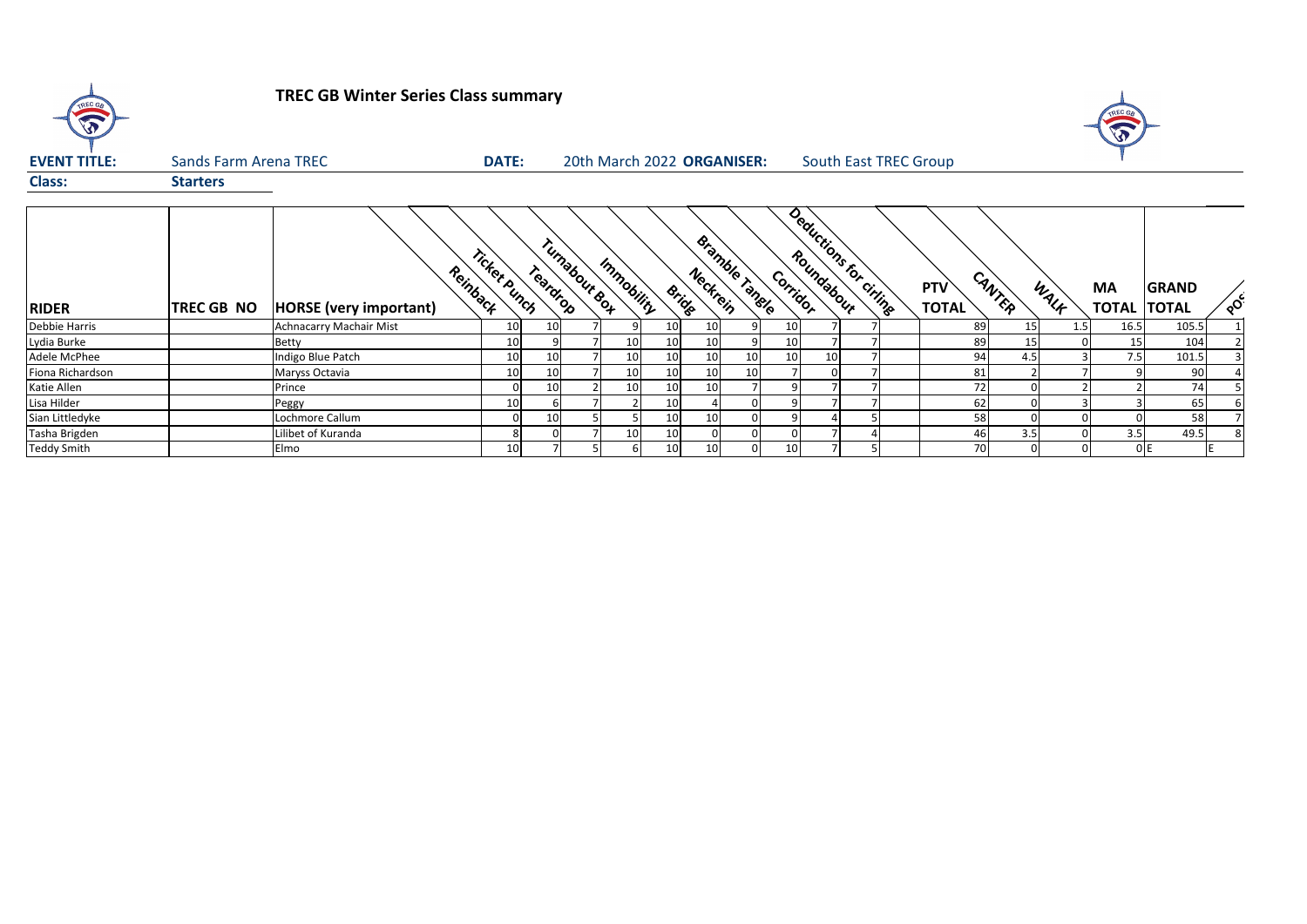**TREC GB Winter Series Class summary**

**EVENT TITLE:** Sands Farm Arena TREC **DATE:** 20th March 2022 **ORGANISER:** South East TREC Group

**Class:** **Starters**

| RIDER | TREC GB NO | HORSE (very important) | Reinback | Ticket Punch | Teardrop | Turnabout Box | Immobility | Bridge | Neckrein | Bramble Tangle | Corridor | Roundabout | Deductions for circling | PTV TOTAL | CANTER | WALK | MA TOTAL | GRAND TOTAL | POS |
|---|---|---|---|---|---|---|---|---|---|---|---|---|---|---|---|---|---|---|---|
| Debbie Harris | | Achnacarry Machair Mist | 10 | 10 | 7 | 9 | 10 | 10 | 9 | 10 | 7 | 7 | | 89 | 15 | 1.5 | 16.5 | 105.5 | 1 |
| Lydia Burke | | Betty | 10 | 9 | 7 | 10 | 10 | 10 | 9 | 10 | 7 | 7 | | 89 | 15 | 0 | 15 | 104 | 2 |
| Adele McPhee | | Indigo Blue Patch | 10 | 10 | 7 | 10 | 10 | 10 | 10 | 10 | 10 | 7 | | 94 | 4.5 | 3 | 7.5 | 101.5 | 3 |
| Fiona Richardson | | Maryss Octavia | 10 | 10 | 7 | 10 | 10 | 10 | 10 | 7 | 0 | 7 | | 81 | 2 | 7 | 9 | 90 | 4 |
| Katie Allen | | Prince | 0 | 10 | 2 | 10 | 10 | 10 | 7 | 9 | 7 | 7 | | 72 | 0 | 2 | 2 | 74 | 5 |
| Lisa Hilder | | Peggy | 10 | 6 | 7 | 2 | 10 | 4 | 0 | 9 | 7 | 7 | | 62 | 0 | 3 | 3 | 65 | 6 |
| Sian Littledyke | | Lochmore Callum | 0 | 10 | 5 | 5 | 10 | 10 | 0 | 9 | 4 | 5 | | 58 | 0 | 0 | 0 | 58 | 7 |
| Tasha Brigden | | Lilibet of Kuranda | 8 | 0 | 7 | 10 | 10 | 0 | 0 | 0 | 7 | 4 | | 46 | 3.5 | 0 | 3.5 | 49.5 | 8 |
| Teddy Smith | | Elmo | 10 | 7 | 5 | 6 | 10 | 10 | 0 | 10 | 7 | 5 | | 70 | 0 | 0 | 0 | E | E |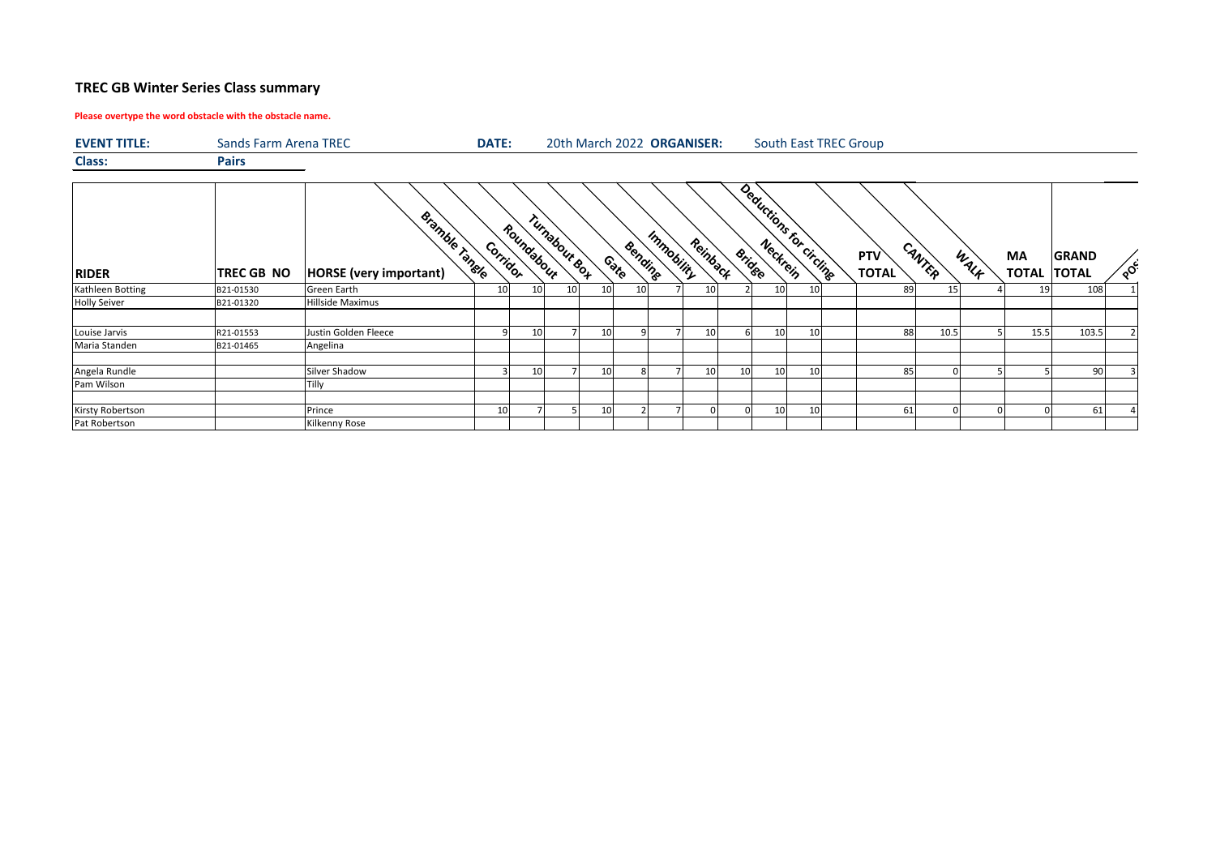# TREC GB Winter Series Class summary

**Please overtype the word obstacle with the obstacle name.**

**EVENT TITLE:** Sands Farm Arena TREC **DATE:** 20th March 2022 **ORGANISER:** South East TREC Group

**Class:** **Pairs**

| RIDER | TREC GB NO | HORSE (very important) | Bramble Tangle | Corridor | Roundabout | Turnabout Box | Gate | Bending | Immobility | Reinback | Bridge | Neckrein | Deductions for circling | PTV TOTAL | CANTER | WALK | MA TOTAL | GRAND TOTAL | POS |
|---|---|---|---|---|---|---|---|---|---|---|---|---|---|---|---|---|---|---|---|
| Kathleen Botting | B21-01530 | Green Earth | 10 | 10 | 10 | 10 | 10 | 7 | 10 | 2 | 10 | 10 | | 89 | 15 | 4 | 19 | 108 | 1 |
| Holly Seiver | B21-01320 | Hillside Maximus | | | | | | | | | | | | | | | | | |
| | | | | | | | | | | | | | | | | | | | |
| Louise Jarvis | R21-01553 | Justin Golden Fleece | 9 | 10 | 7 | 10 | 9 | 7 | 10 | 6 | 10 | 10 | | 88 | 10.5 | 5 | 15.5 | 103.5 | 2 |
| Maria Standen | B21-01465 | Angelina | | | | | | | | | | | | | | | | | |
| | | | | | | | | | | | | | | | | | | | |
| Angela Rundle | | Silver Shadow | 3 | 10 | 7 | 10 | 8 | 7 | 10 | 10 | 10 | 10 | | 85 | 0 | 5 | 5 | 90 | 3 |
| Pam Wilson | | Tilly | | | | | | | | | | | | | | | | | |
| | | | | | | | | | | | | | | | | | | | |
| Kirsty Robertson | | Prince | 10 | 7 | 5 | 10 | 2 | 7 | 0 | 0 | 10 | 10 | | 61 | 0 | 0 | 0 | 61 | 4 |
| Pat Robertson | | Kilkenny Rose | | | | | | | | | | | | | | | | | |